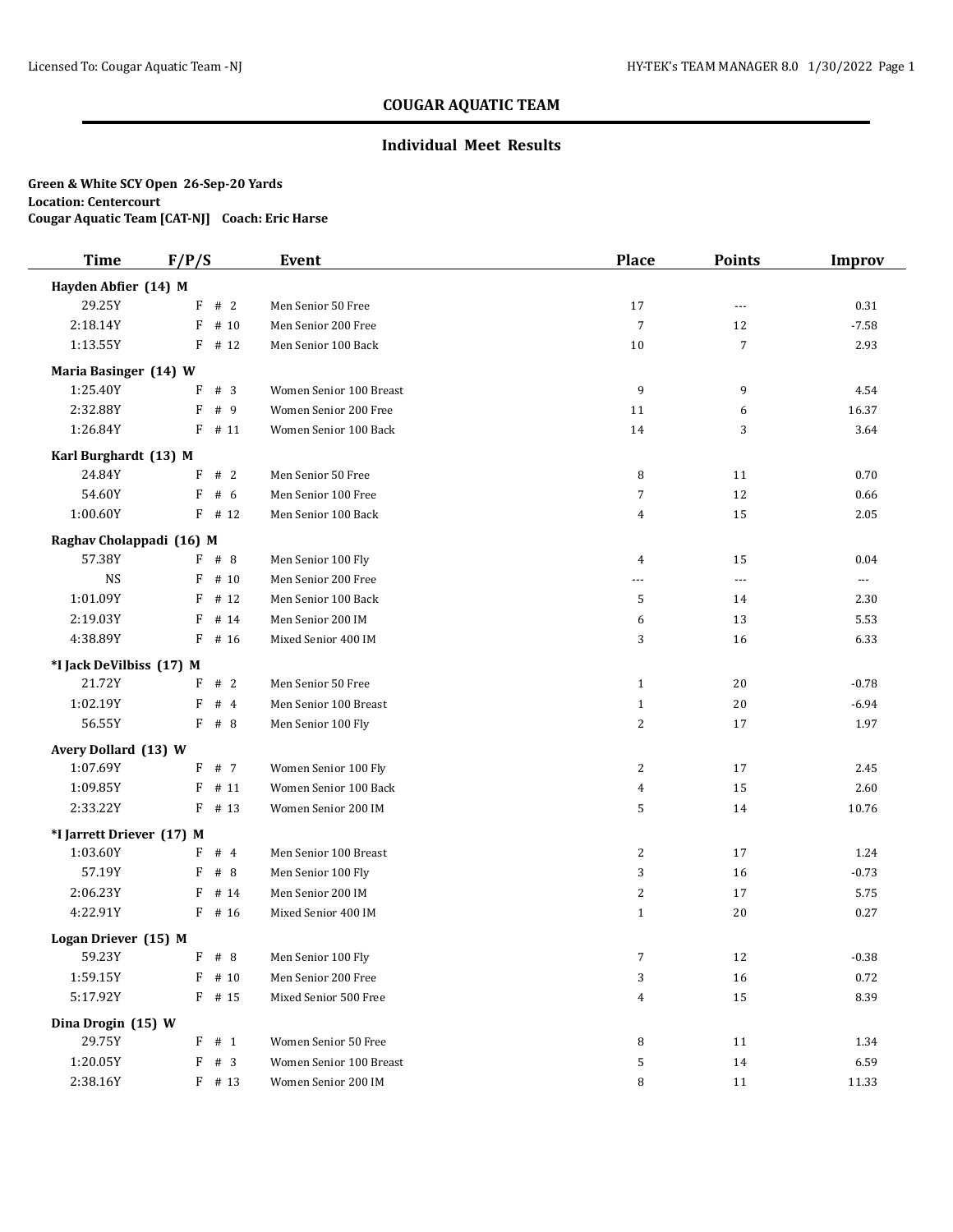## COUGAR AQUATIC TEAM

### Individual Meet Results

**Green & White SCY Open 26-Sep-20 Yards**
**Location: Centercourt**
**Cougar Aquatic Team [CAT-NJ] Coach: Eric Harse**

| Time | F/P/S | Event | Place | Points | Improv |
|---|---|---|---|---|---|
| **Hayden Abfier (14) M** | | | | | |
| 29.25Y | F # 2 | Men Senior 50 Free | 17 | --- | 0.31 |
| 2:18.14Y | F # 10 | Men Senior 200 Free | 7 | 12 | -7.58 |
| 1:13.55Y | F # 12 | Men Senior 100 Back | 10 | 7 | 2.93 |
| **Maria Basinger (14) W** | | | | | |
| 1:25.40Y | F # 3 | Women Senior 100 Breast | 9 | 9 | 4.54 |
| 2:32.88Y | F # 9 | Women Senior 200 Free | 11 | 6 | 16.37 |
| 1:26.84Y | F # 11 | Women Senior 100 Back | 14 | 3 | 3.64 |
| **Karl Burghardt (13) M** | | | | | |
| 24.84Y | F # 2 | Men Senior 50 Free | 8 | 11 | 0.70 |
| 54.60Y | F # 6 | Men Senior 100 Free | 7 | 12 | 0.66 |
| 1:00.60Y | F # 12 | Men Senior 100 Back | 4 | 15 | 2.05 |
| **Raghav Cholappadi (16) M** | | | | | |
| 57.38Y | F # 8 | Men Senior 100 Fly | 4 | 15 | 0.04 |
| NS | F # 10 | Men Senior 200 Free | --- | --- | --- |
| 1:01.09Y | F # 12 | Men Senior 100 Back | 5 | 14 | 2.30 |
| 2:19.03Y | F # 14 | Men Senior 200 IM | 6 | 13 | 5.53 |
| 4:38.89Y | F # 16 | Mixed Senior 400 IM | 3 | 16 | 6.33 |
| **\*I Jack DeVilbiss (17) M** | | | | | |
| 21.72Y | F # 2 | Men Senior 50 Free | 1 | 20 | -0.78 |
| 1:02.19Y | F # 4 | Men Senior 100 Breast | 1 | 20 | -6.94 |
| 56.55Y | F # 8 | Men Senior 100 Fly | 2 | 17 | 1.97 |
| **Avery Dollard (13) W** | | | | | |
| 1:07.69Y | F # 7 | Women Senior 100 Fly | 2 | 17 | 2.45 |
| 1:09.85Y | F # 11 | Women Senior 100 Back | 4 | 15 | 2.60 |
| 2:33.22Y | F # 13 | Women Senior 200 IM | 5 | 14 | 10.76 |
| **\*I Jarrett Driever (17) M** | | | | | |
| 1:03.60Y | F # 4 | Men Senior 100 Breast | 2 | 17 | 1.24 |
| 57.19Y | F # 8 | Men Senior 100 Fly | 3 | 16 | -0.73 |
| 2:06.23Y | F # 14 | Men Senior 200 IM | 2 | 17 | 5.75 |
| 4:22.91Y | F # 16 | Mixed Senior 400 IM | 1 | 20 | 0.27 |
| **Logan Driever (15) M** | | | | | |
| 59.23Y | F # 8 | Men Senior 100 Fly | 7 | 12 | -0.38 |
| 1:59.15Y | F # 10 | Men Senior 200 Free | 3 | 16 | 0.72 |
| 5:17.92Y | F # 15 | Mixed Senior 500 Free | 4 | 15 | 8.39 |
| **Dina Drogin (15) W** | | | | | |
| 29.75Y | F # 1 | Women Senior 50 Free | 8 | 11 | 1.34 |
| 1:20.05Y | F # 3 | Women Senior 100 Breast | 5 | 14 | 6.59 |
| 2:38.16Y | F # 13 | Women Senior 200 IM | 8 | 11 | 11.33 |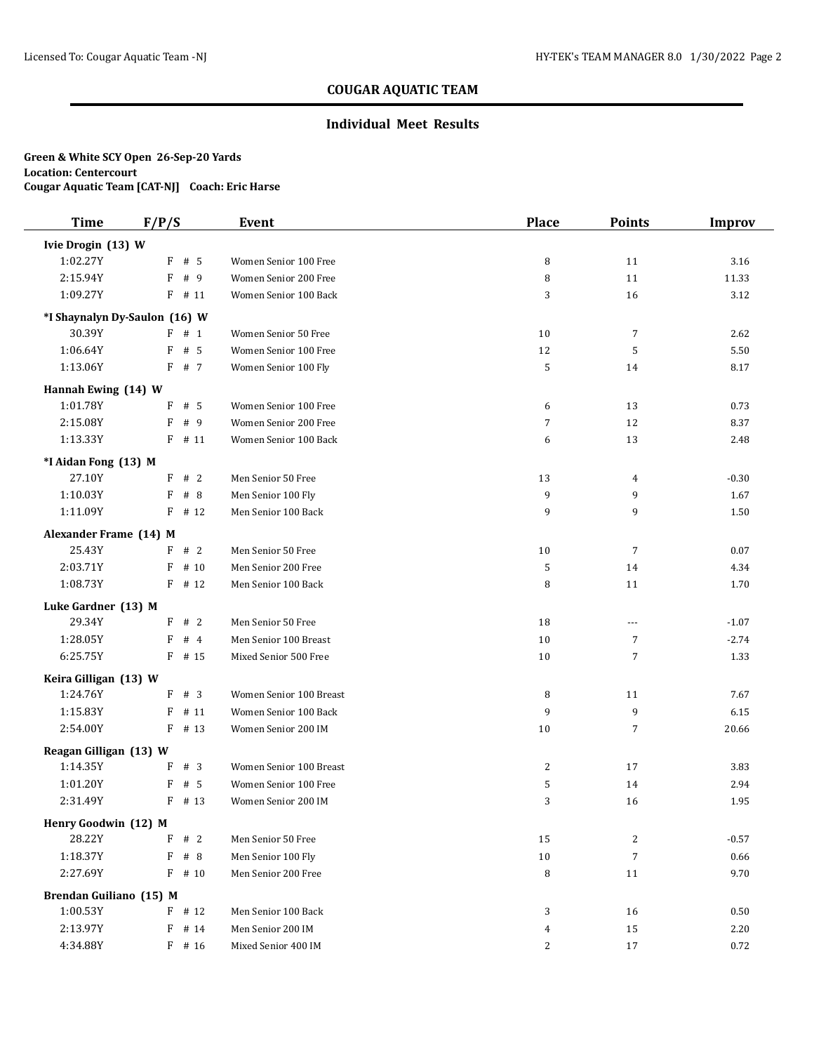## COUGAR AQUATIC TEAM

### Individual Meet Results

**Green & White SCY Open 26-Sep-20 Yards**
**Location: Centercourt**
**Cougar Aquatic Team [CAT-NJ] Coach: Eric Harse**

| Time | F/P/S | Event | Place | Points | Improv |
|---|---|---|---|---|---|
| **Ivie Drogin (13) W** | | | | | |
| 1:02.27Y | F # 5 | Women Senior 100 Free | 8 | 11 | 3.16 |
| 2:15.94Y | F # 9 | Women Senior 200 Free | 8 | 11 | 11.33 |
| 1:09.27Y | F # 11 | Women Senior 100 Back | 3 | 16 | 3.12 |
| **\*I Shaynalyn Dy-Saulon (16) W** | | | | | |
| 30.39Y | F # 1 | Women Senior 50 Free | 10 | 7 | 2.62 |
| 1:06.64Y | F # 5 | Women Senior 100 Free | 12 | 5 | 5.50 |
| 1:13.06Y | F # 7 | Women Senior 100 Fly | 5 | 14 | 8.17 |
| **Hannah Ewing (14) W** | | | | | |
| 1:01.78Y | F # 5 | Women Senior 100 Free | 6 | 13 | 0.73 |
| 2:15.08Y | F # 9 | Women Senior 200 Free | 7 | 12 | 8.37 |
| 1:13.33Y | F # 11 | Women Senior 100 Back | 6 | 13 | 2.48 |
| **\*I Aidan Fong (13) M** | | | | | |
| 27.10Y | F # 2 | Men Senior 50 Free | 13 | 4 | -0.30 |
| 1:10.03Y | F # 8 | Men Senior 100 Fly | 9 | 9 | 1.67 |
| 1:11.09Y | F # 12 | Men Senior 100 Back | 9 | 9 | 1.50 |
| **Alexander Frame (14) M** | | | | | |
| 25.43Y | F # 2 | Men Senior 50 Free | 10 | 7 | 0.07 |
| 2:03.71Y | F # 10 | Men Senior 200 Free | 5 | 14 | 4.34 |
| 1:08.73Y | F # 12 | Men Senior 100 Back | 8 | 11 | 1.70 |
| **Luke Gardner (13) M** | | | | | |
| 29.34Y | F # 2 | Men Senior 50 Free | 18 | --- | -1.07 |
| 1:28.05Y | F # 4 | Men Senior 100 Breast | 10 | 7 | -2.74 |
| 6:25.75Y | F # 15 | Mixed Senior 500 Free | 10 | 7 | 1.33 |
| **Keira Gilligan (13) W** | | | | | |
| 1:24.76Y | F # 3 | Women Senior 100 Breast | 8 | 11 | 7.67 |
| 1:15.83Y | F # 11 | Women Senior 100 Back | 9 | 9 | 6.15 |
| 2:54.00Y | F # 13 | Women Senior 200 IM | 10 | 7 | 20.66 |
| **Reagan Gilligan (13) W** | | | | | |
| 1:14.35Y | F # 3 | Women Senior 100 Breast | 2 | 17 | 3.83 |
| 1:01.20Y | F # 5 | Women Senior 100 Free | 5 | 14 | 2.94 |
| 2:31.49Y | F # 13 | Women Senior 200 IM | 3 | 16 | 1.95 |
| **Henry Goodwin (12) M** | | | | | |
| 28.22Y | F # 2 | Men Senior 50 Free | 15 | 2 | -0.57 |
| 1:18.37Y | F # 8 | Men Senior 100 Fly | 10 | 7 | 0.66 |
| 2:27.69Y | F # 10 | Men Senior 200 Free | 8 | 11 | 9.70 |
| **Brendan Guiliano (15) M** | | | | | |
| 1:00.53Y | F # 12 | Men Senior 100 Back | 3 | 16 | 0.50 |
| 2:13.97Y | F # 14 | Men Senior 200 IM | 4 | 15 | 2.20 |
| 4:34.88Y | F # 16 | Mixed Senior 400 IM | 2 | 17 | 0.72 |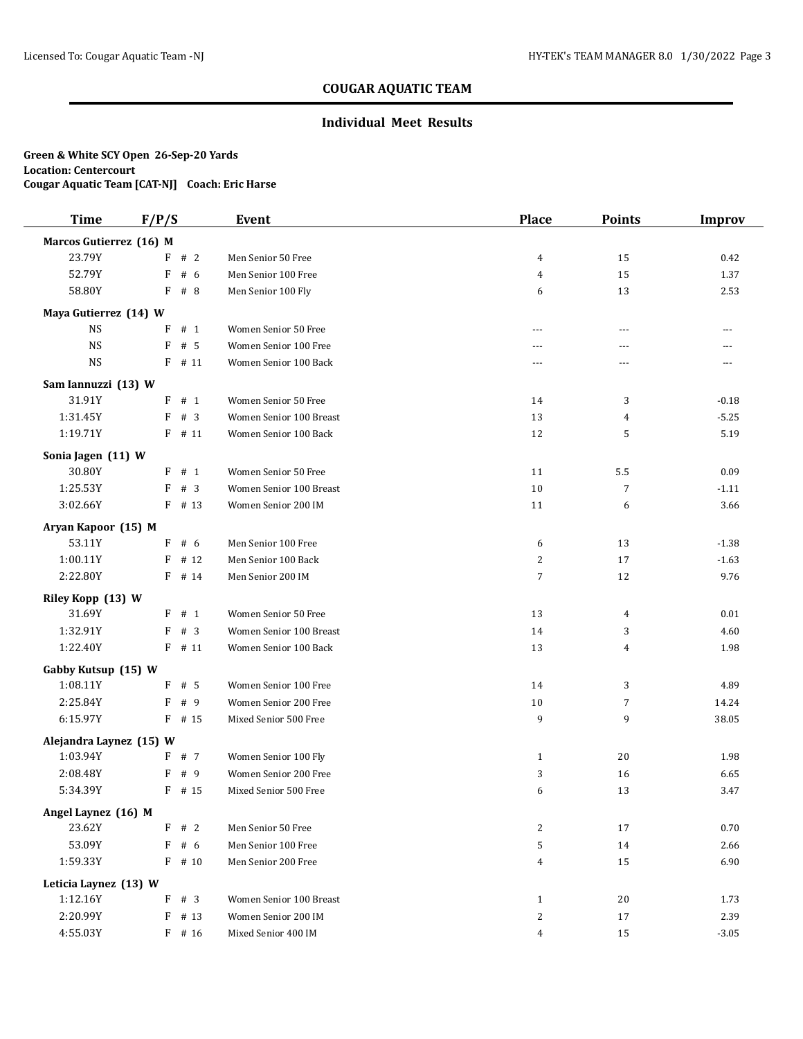## COUGAR AQUATIC TEAM

### Individual Meet Results

**Green & White SCY Open 26-Sep-20 Yards**
**Location: Centercourt**
**Cougar Aquatic Team [CAT-NJ] Coach: Eric Harse**

| Time | F/P/S | Event | Place | Points | Improv |
|---|---|---|---|---|---|
| **Marcos Gutierrez (16) M** | | | | | |
| 23.79Y | F # 2 | Men Senior 50 Free | 4 | 15 | 0.42 |
| 52.79Y | F # 6 | Men Senior 100 Free | 4 | 15 | 1.37 |
| 58.80Y | F # 8 | Men Senior 100 Fly | 6 | 13 | 2.53 |
| **Maya Gutierrez (14) W** | | | | | |
| NS | F # 1 | Women Senior 50 Free | --- | --- | --- |
| NS | F # 5 | Women Senior 100 Free | --- | --- | --- |
| NS | F # 11 | Women Senior 100 Back | --- | --- | --- |
| **Sam Iannuzzi (13) W** | | | | | |
| 31.91Y | F # 1 | Women Senior 50 Free | 14 | 3 | -0.18 |
| 1:31.45Y | F # 3 | Women Senior 100 Breast | 13 | 4 | -5.25 |
| 1:19.71Y | F # 11 | Women Senior 100 Back | 12 | 5 | 5.19 |
| **Sonia Jagen (11) W** | | | | | |
| 30.80Y | F # 1 | Women Senior 50 Free | 11 | 5.5 | 0.09 |
| 1:25.53Y | F # 3 | Women Senior 100 Breast | 10 | 7 | -1.11 |
| 3:02.66Y | F # 13 | Women Senior 200 IM | 11 | 6 | 3.66 |
| **Aryan Kapoor (15) M** | | | | | |
| 53.11Y | F # 6 | Men Senior 100 Free | 6 | 13 | -1.38 |
| 1:00.11Y | F # 12 | Men Senior 100 Back | 2 | 17 | -1.63 |
| 2:22.80Y | F # 14 | Men Senior 200 IM | 7 | 12 | 9.76 |
| **Riley Kopp (13) W** | | | | | |
| 31.69Y | F # 1 | Women Senior 50 Free | 13 | 4 | 0.01 |
| 1:32.91Y | F # 3 | Women Senior 100 Breast | 14 | 3 | 4.60 |
| 1:22.40Y | F # 11 | Women Senior 100 Back | 13 | 4 | 1.98 |
| **Gabby Kutsup (15) W** | | | | | |
| 1:08.11Y | F # 5 | Women Senior 100 Free | 14 | 3 | 4.89 |
| 2:25.84Y | F # 9 | Women Senior 200 Free | 10 | 7 | 14.24 |
| 6:15.97Y | F # 15 | Mixed Senior 500 Free | 9 | 9 | 38.05 |
| **Alejandra Laynez (15) W** | | | | | |
| 1:03.94Y | F # 7 | Women Senior 100 Fly | 1 | 20 | 1.98 |
| 2:08.48Y | F # 9 | Women Senior 200 Free | 3 | 16 | 6.65 |
| 5:34.39Y | F # 15 | Mixed Senior 500 Free | 6 | 13 | 3.47 |
| **Angel Laynez (16) M** | | | | | |
| 23.62Y | F # 2 | Men Senior 50 Free | 2 | 17 | 0.70 |
| 53.09Y | F # 6 | Men Senior 100 Free | 5 | 14 | 2.66 |
| 1:59.33Y | F # 10 | Men Senior 200 Free | 4 | 15 | 6.90 |
| **Leticia Laynez (13) W** | | | | | |
| 1:12.16Y | F # 3 | Women Senior 100 Breast | 1 | 20 | 1.73 |
| 2:20.99Y | F # 13 | Women Senior 200 IM | 2 | 17 | 2.39 |
| 4:55.03Y | F # 16 | Mixed Senior 400 IM | 4 | 15 | -3.05 |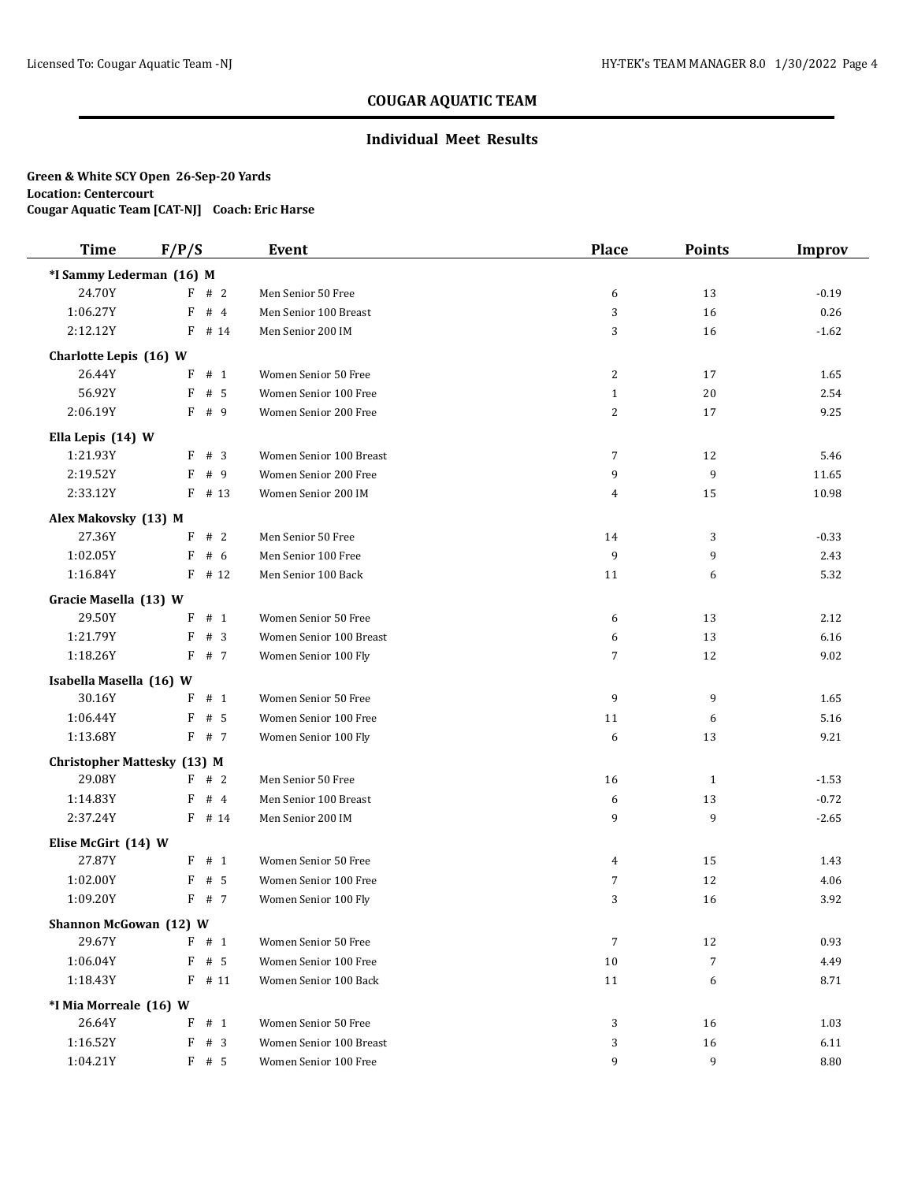## COUGAR AQUATIC TEAM

### Individual Meet Results

**Green & White SCY Open 26-Sep-20 Yards**
**Location: Centercourt**
**Cougar Aquatic Team [CAT-NJ] Coach: Eric Harse**

| Time | F/P/S | Event | Place | Points | Improv |
|---|---|---|---|---|---|
| **\*I Sammy Lederman (16) M** | | | | | |
| 24.70Y | F # 2 | Men Senior 50 Free | 6 | 13 | -0.19 |
| 1:06.27Y | F # 4 | Men Senior 100 Breast | 3 | 16 | 0.26 |
| 2:12.12Y | F # 14 | Men Senior 200 IM | 3 | 16 | -1.62 |
| **Charlotte Lepis (16) W** | | | | | |
| 26.44Y | F # 1 | Women Senior 50 Free | 2 | 17 | 1.65 |
| 56.92Y | F # 5 | Women Senior 100 Free | 1 | 20 | 2.54 |
| 2:06.19Y | F # 9 | Women Senior 200 Free | 2 | 17 | 9.25 |
| **Ella Lepis (14) W** | | | | | |
| 1:21.93Y | F # 3 | Women Senior 100 Breast | 7 | 12 | 5.46 |
| 2:19.52Y | F # 9 | Women Senior 200 Free | 9 | 9 | 11.65 |
| 2:33.12Y | F # 13 | Women Senior 200 IM | 4 | 15 | 10.98 |
| **Alex Makovsky (13) M** | | | | | |
| 27.36Y | F # 2 | Men Senior 50 Free | 14 | 3 | -0.33 |
| 1:02.05Y | F # 6 | Men Senior 100 Free | 9 | 9 | 2.43 |
| 1:16.84Y | F # 12 | Men Senior 100 Back | 11 | 6 | 5.32 |
| **Gracie Masella (13) W** | | | | | |
| 29.50Y | F # 1 | Women Senior 50 Free | 6 | 13 | 2.12 |
| 1:21.79Y | F # 3 | Women Senior 100 Breast | 6 | 13 | 6.16 |
| 1:18.26Y | F # 7 | Women Senior 100 Fly | 7 | 12 | 9.02 |
| **Isabella Masella (16) W** | | | | | |
| 30.16Y | F # 1 | Women Senior 50 Free | 9 | 9 | 1.65 |
| 1:06.44Y | F # 5 | Women Senior 100 Free | 11 | 6 | 5.16 |
| 1:13.68Y | F # 7 | Women Senior 100 Fly | 6 | 13 | 9.21 |
| **Christopher Mattesky (13) M** | | | | | |
| 29.08Y | F # 2 | Men Senior 50 Free | 16 | 1 | -1.53 |
| 1:14.83Y | F # 4 | Men Senior 100 Breast | 6 | 13 | -0.72 |
| 2:37.24Y | F # 14 | Men Senior 200 IM | 9 | 9 | -2.65 |
| **Elise McGirt (14) W** | | | | | |
| 27.87Y | F # 1 | Women Senior 50 Free | 4 | 15 | 1.43 |
| 1:02.00Y | F # 5 | Women Senior 100 Free | 7 | 12 | 4.06 |
| 1:09.20Y | F # 7 | Women Senior 100 Fly | 3 | 16 | 3.92 |
| **Shannon McGowan (12) W** | | | | | |
| 29.67Y | F # 1 | Women Senior 50 Free | 7 | 12 | 0.93 |
| 1:06.04Y | F # 5 | Women Senior 100 Free | 10 | 7 | 4.49 |
| 1:18.43Y | F # 11 | Women Senior 100 Back | 11 | 6 | 8.71 |
| **\*I Mia Morreale (16) W** | | | | | |
| 26.64Y | F # 1 | Women Senior 50 Free | 3 | 16 | 1.03 |
| 1:16.52Y | F # 3 | Women Senior 100 Breast | 3 | 16 | 6.11 |
| 1:04.21Y | F # 5 | Women Senior 100 Free | 9 | 9 | 8.80 |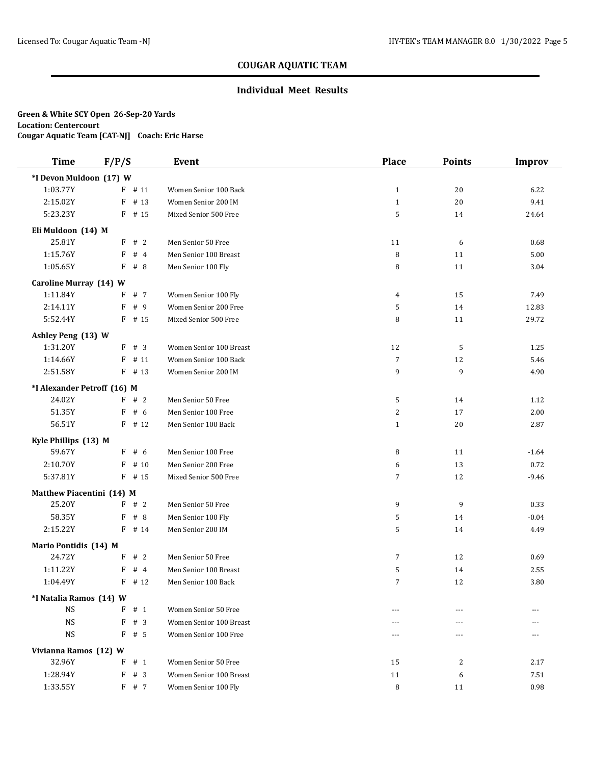## COUGAR AQUATIC TEAM

### Individual Meet Results

**Green & White SCY Open 26-Sep-20 Yards**
**Location: Centercourt**
**Cougar Aquatic Team [CAT-NJ] Coach: Eric Harse**

| Time | F/P/S | Event | Place | Points | Improv |
|---|---|---|---|---|---|
| **\*I Devon Muldoon (17) W** | | | | | |
| 1:03.77Y | F # 11 | Women Senior 100 Back | 1 | 20 | 6.22 |
| 2:15.02Y | F # 13 | Women Senior 200 IM | 1 | 20 | 9.41 |
| 5:23.23Y | F # 15 | Mixed Senior 500 Free | 5 | 14 | 24.64 |
| **Eli Muldoon (14) M** | | | | | |
| 25.81Y | F # 2 | Men Senior 50 Free | 11 | 6 | 0.68 |
| 1:15.76Y | F # 4 | Men Senior 100 Breast | 8 | 11 | 5.00 |
| 1:05.65Y | F # 8 | Men Senior 100 Fly | 8 | 11 | 3.04 |
| **Caroline Murray (14) W** | | | | | |
| 1:11.84Y | F # 7 | Women Senior 100 Fly | 4 | 15 | 7.49 |
| 2:14.11Y | F # 9 | Women Senior 200 Free | 5 | 14 | 12.83 |
| 5:52.44Y | F # 15 | Mixed Senior 500 Free | 8 | 11 | 29.72 |
| **Ashley Peng (13) W** | | | | | |
| 1:31.20Y | F # 3 | Women Senior 100 Breast | 12 | 5 | 1.25 |
| 1:14.66Y | F # 11 | Women Senior 100 Back | 7 | 12 | 5.46 |
| 2:51.58Y | F # 13 | Women Senior 200 IM | 9 | 9 | 4.90 |
| **\*I Alexander Petroff (16) M** | | | | | |
| 24.02Y | F # 2 | Men Senior 50 Free | 5 | 14 | 1.12 |
| 51.35Y | F # 6 | Men Senior 100 Free | 2 | 17 | 2.00 |
| 56.51Y | F # 12 | Men Senior 100 Back | 1 | 20 | 2.87 |
| **Kyle Phillips (13) M** | | | | | |
| 59.67Y | F # 6 | Men Senior 100 Free | 8 | 11 | -1.64 |
| 2:10.70Y | F # 10 | Men Senior 200 Free | 6 | 13 | 0.72 |
| 5:37.81Y | F # 15 | Mixed Senior 500 Free | 7 | 12 | -9.46 |
| **Matthew Piacentini (14) M** | | | | | |
| 25.20Y | F # 2 | Men Senior 50 Free | 9 | 9 | 0.33 |
| 58.35Y | F # 8 | Men Senior 100 Fly | 5 | 14 | -0.04 |
| 2:15.22Y | F # 14 | Men Senior 200 IM | 5 | 14 | 4.49 |
| **Mario Pontidis (14) M** | | | | | |
| 24.72Y | F # 2 | Men Senior 50 Free | 7 | 12 | 0.69 |
| 1:11.22Y | F # 4 | Men Senior 100 Breast | 5 | 14 | 2.55 |
| 1:04.49Y | F # 12 | Men Senior 100 Back | 7 | 12 | 3.80 |
| **\*I Natalia Ramos (14) W** | | | | | |
| NS | F # 1 | Women Senior 50 Free | --- | --- | --- |
| NS | F # 3 | Women Senior 100 Breast | --- | --- | --- |
| NS | F # 5 | Women Senior 100 Free | --- | --- | --- |
| **Vivianna Ramos (12) W** | | | | | |
| 32.96Y | F # 1 | Women Senior 50 Free | 15 | 2 | 2.17 |
| 1:28.94Y | F # 3 | Women Senior 100 Breast | 11 | 6 | 7.51 |
| 1:33.55Y | F # 7 | Women Senior 100 Fly | 8 | 11 | 0.98 |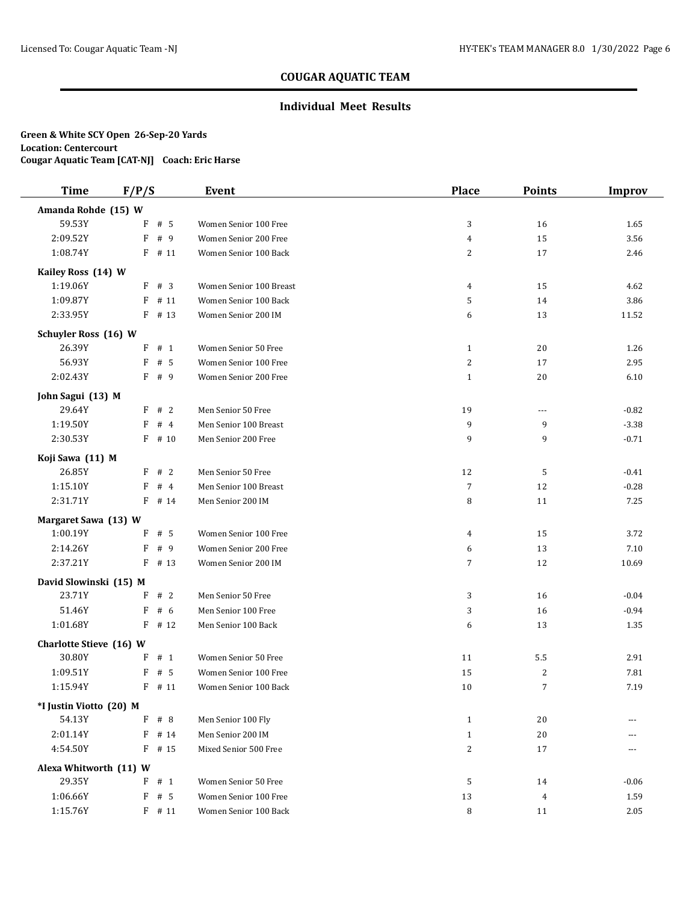## COUGAR AQUATIC TEAM

### Individual Meet Results

**Green & White SCY Open 26-Sep-20 Yards**
**Location: Centercourt**
**Cougar Aquatic Team [CAT-NJ] Coach: Eric Harse**

| Time | F/P/S | Event | Place | Points | Improv |
|---|---|---|---|---|---|
| **Amanda Rohde (15) W** | | | | | |
| 59.53Y | F # 5 | Women Senior 100 Free | 3 | 16 | 1.65 |
| 2:09.52Y | F # 9 | Women Senior 200 Free | 4 | 15 | 3.56 |
| 1:08.74Y | F # 11 | Women Senior 100 Back | 2 | 17 | 2.46 |
| **Kailey Ross (14) W** | | | | | |
| 1:19.06Y | F # 3 | Women Senior 100 Breast | 4 | 15 | 4.62 |
| 1:09.87Y | F # 11 | Women Senior 100 Back | 5 | 14 | 3.86 |
| 2:33.95Y | F # 13 | Women Senior 200 IM | 6 | 13 | 11.52 |
| **Schuyler Ross (16) W** | | | | | |
| 26.39Y | F # 1 | Women Senior 50 Free | 1 | 20 | 1.26 |
| 56.93Y | F # 5 | Women Senior 100 Free | 2 | 17 | 2.95 |
| 2:02.43Y | F # 9 | Women Senior 200 Free | 1 | 20 | 6.10 |
| **John Sagui (13) M** | | | | | |
| 29.64Y | F # 2 | Men Senior 50 Free | 19 | --- | -0.82 |
| 1:19.50Y | F # 4 | Men Senior 100 Breast | 9 | 9 | -3.38 |
| 2:30.53Y | F # 10 | Men Senior 200 Free | 9 | 9 | -0.71 |
| **Koji Sawa (11) M** | | | | | |
| 26.85Y | F # 2 | Men Senior 50 Free | 12 | 5 | -0.41 |
| 1:15.10Y | F # 4 | Men Senior 100 Breast | 7 | 12 | -0.28 |
| 2:31.71Y | F # 14 | Men Senior 200 IM | 8 | 11 | 7.25 |
| **Margaret Sawa (13) W** | | | | | |
| 1:00.19Y | F # 5 | Women Senior 100 Free | 4 | 15 | 3.72 |
| 2:14.26Y | F # 9 | Women Senior 200 Free | 6 | 13 | 7.10 |
| 2:37.21Y | F # 13 | Women Senior 200 IM | 7 | 12 | 10.69 |
| **David Slowinski (15) M** | | | | | |
| 23.71Y | F # 2 | Men Senior 50 Free | 3 | 16 | -0.04 |
| 51.46Y | F # 6 | Men Senior 100 Free | 3 | 16 | -0.94 |
| 1:01.68Y | F # 12 | Men Senior 100 Back | 6 | 13 | 1.35 |
| **Charlotte Stieve (16) W** | | | | | |
| 30.80Y | F # 1 | Women Senior 50 Free | 11 | 5.5 | 2.91 |
| 1:09.51Y | F # 5 | Women Senior 100 Free | 15 | 2 | 7.81 |
| 1:15.94Y | F # 11 | Women Senior 100 Back | 10 | 7 | 7.19 |
| ***I Justin Viotto (20) M** | | | | | |
| 54.13Y | F # 8 | Men Senior 100 Fly | 1 | 20 | --- |
| 2:01.14Y | F # 14 | Men Senior 200 IM | 1 | 20 | --- |
| 4:54.50Y | F # 15 | Mixed Senior 500 Free | 2 | 17 | --- |
| **Alexa Whitworth (11) W** | | | | | |
| 29.35Y | F # 1 | Women Senior 50 Free | 5 | 14 | -0.06 |
| 1:06.66Y | F # 5 | Women Senior 100 Free | 13 | 4 | 1.59 |
| 1:15.76Y | F # 11 | Women Senior 100 Back | 8 | 11 | 2.05 |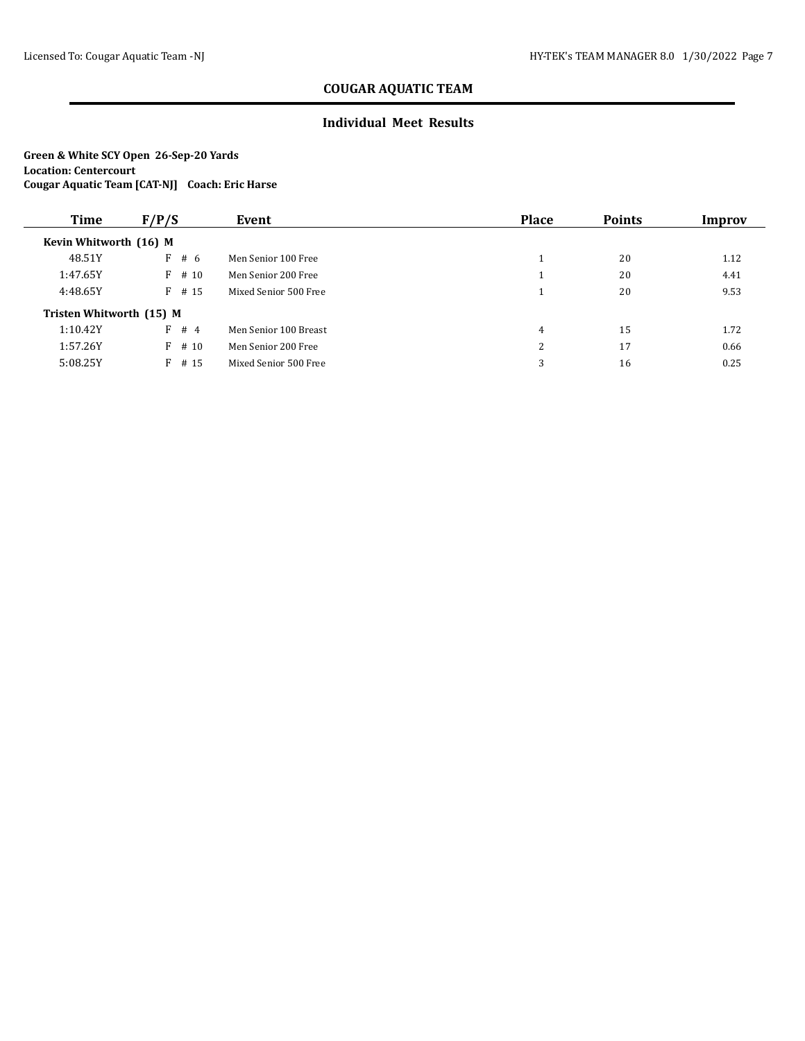## COUGAR AQUATIC TEAM

### Individual Meet Results

**Green & White SCY Open 26-Sep-20 Yards**
**Location: Centercourt**
**Cougar Aquatic Team [CAT-NJ] Coach: Eric Harse**

| Time | F/P/S | Event | Place | Points | Improv |
|---|---|---|---|---|---|
| **Kevin Whitworth (16) M** | | | | | |
| 48.51Y | F # 6 | Men Senior 100 Free | 1 | 20 | 1.12 |
| 1:47.65Y | F # 10 | Men Senior 200 Free | 1 | 20 | 4.41 |
| 4:48.65Y | F # 15 | Mixed Senior 500 Free | 1 | 20 | 9.53 |
| **Tristen Whitworth (15) M** | | | | | |
| 1:10.42Y | F # 4 | Men Senior 100 Breast | 4 | 15 | 1.72 |
| 1:57.26Y | F # 10 | Men Senior 200 Free | 2 | 17 | 0.66 |
| 5:08.25Y | F # 15 | Mixed Senior 500 Free | 3 | 16 | 0.25 |